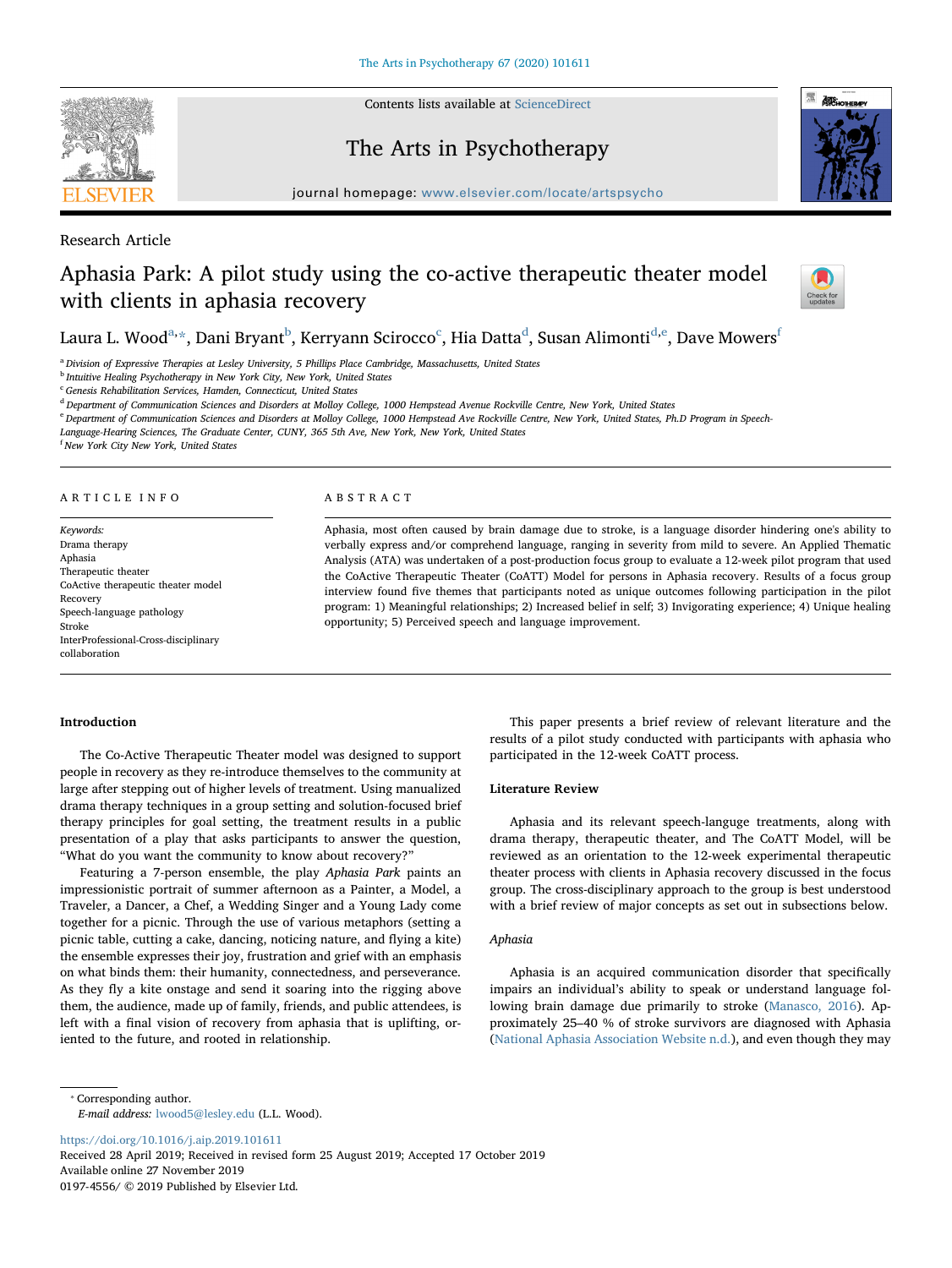Research Article

# Aphasia Park: A pilot study using the co-active therapeutic theater model with clients in aphasia recovery

Laura L. Wood[a,*], Dani Bryant[b], Kerryann Scirocco[c], Hia Datta[d], Susan Alimonti[d,e], Dave Mowers[f]

[a] Division of Expressive Therapies at Lesley University, 5 Phillips Place Cambridge, Massachusetts, United States
[b] Intuitive Healing Psychotherapy in New York City, New York, United States
[c] Genesis Rehabilitation Services, Hamden, Connecticut, United States
[d] Department of Communication Sciences and Disorders at Molloy College, 1000 Hempstead Avenue Rockville Centre, New York, United States
[e] Department of Communication Sciences and Disorders at Molloy College, 1000 Hempstead Ave Rockville Centre, New York, United States, Ph.D Program in Speech-Language-Hearing Sciences, The Graduate Center, CUNY, 365 5th Ave, New York, New York, United States
[f] New York City New York, United States

## ARTICLE INFO

*Keywords:*
Drama therapy
Aphasia
Therapeutic theater
CoActive therapeutic theater model
Recovery
Speech-language pathology
Stroke
InterProfessional-Cross-disciplinary collaboration

## ABSTRACT

Aphasia, most often caused by brain damage due to stroke, is a language disorder hindering one's ability to verbally express and/or comprehend language, ranging in severity from mild to severe. An Applied Thematic Analysis (ATA) was undertaken of a post-production focus group to evaluate a 12-week pilot program that used the CoActive Therapeutic Theater (CoATT) Model for persons in Aphasia recovery. Results of a focus group interview found five themes that participants noted as unique outcomes following participation in the pilot program: 1) Meaningful relationships; 2) Increased belief in self; 3) Invigorating experience; 4) Unique healing opportunity; 5) Perceived speech and language improvement.

## Introduction

The Co-Active Therapeutic Theater model was designed to support people in recovery as they re-introduce themselves to the community at large after stepping out of higher levels of treatment. Using manualized drama therapy techniques in a group setting and solution-focused brief therapy principles for goal setting, the treatment results in a public presentation of a play that asks participants to answer the question, "What do you want the community to know about recovery?"

Featuring a 7-person ensemble, the play *Aphasia Park* paints an impressionistic portrait of summer afternoon as a Painter, a Model, a Traveler, a Dancer, a Chef, a Wedding Singer and a Young Lady come together for a picnic. Through the use of various metaphors (setting a picnic table, cutting a cake, dancing, noticing nature, and flying a kite) the ensemble expresses their joy, frustration and grief with an emphasis on what binds them: their humanity, connectedness, and perseverance. As they fly a kite onstage and send it soaring into the rigging above them, the audience, made up of family, friends, and public attendees, is left with a final vision of recovery from aphasia that is uplifting, oriented to the future, and rooted in relationship.

This paper presents a brief review of relevant literature and the results of a pilot study conducted with participants with aphasia who participated in the 12-week CoATT process.

## Literature Review

Aphasia and its relevant speech-languge treatments, along with drama therapy, therapeutic theater, and The CoATT Model, will be reviewed as an orientation to the 12-week experimental therapeutic theater process with clients in Aphasia recovery discussed in the focus group. The cross-disciplinary approach to the group is best understood with a brief review of major concepts as set out in subsections below.

### *Aphasia*

Aphasia is an acquired communication disorder that specifically impairs an individual's ability to speak or understand language following brain damage due primarily to stroke (Manasco, 2016). Approximately 25–40 % of stroke survivors are diagnosed with Aphasia (National Aphasia Association Website n.d.), and even though they may

* Corresponding author.
*E-mail address:* lwood5@lesley.edu (L.L. Wood).

https://doi.org/10.1016/j.aip.2019.101611
Received 28 April 2019; Received in revised form 25 August 2019; Accepted 17 October 2019
Available online 27 November 2019
0197-4556/ © 2019 Published by Elsevier Ltd.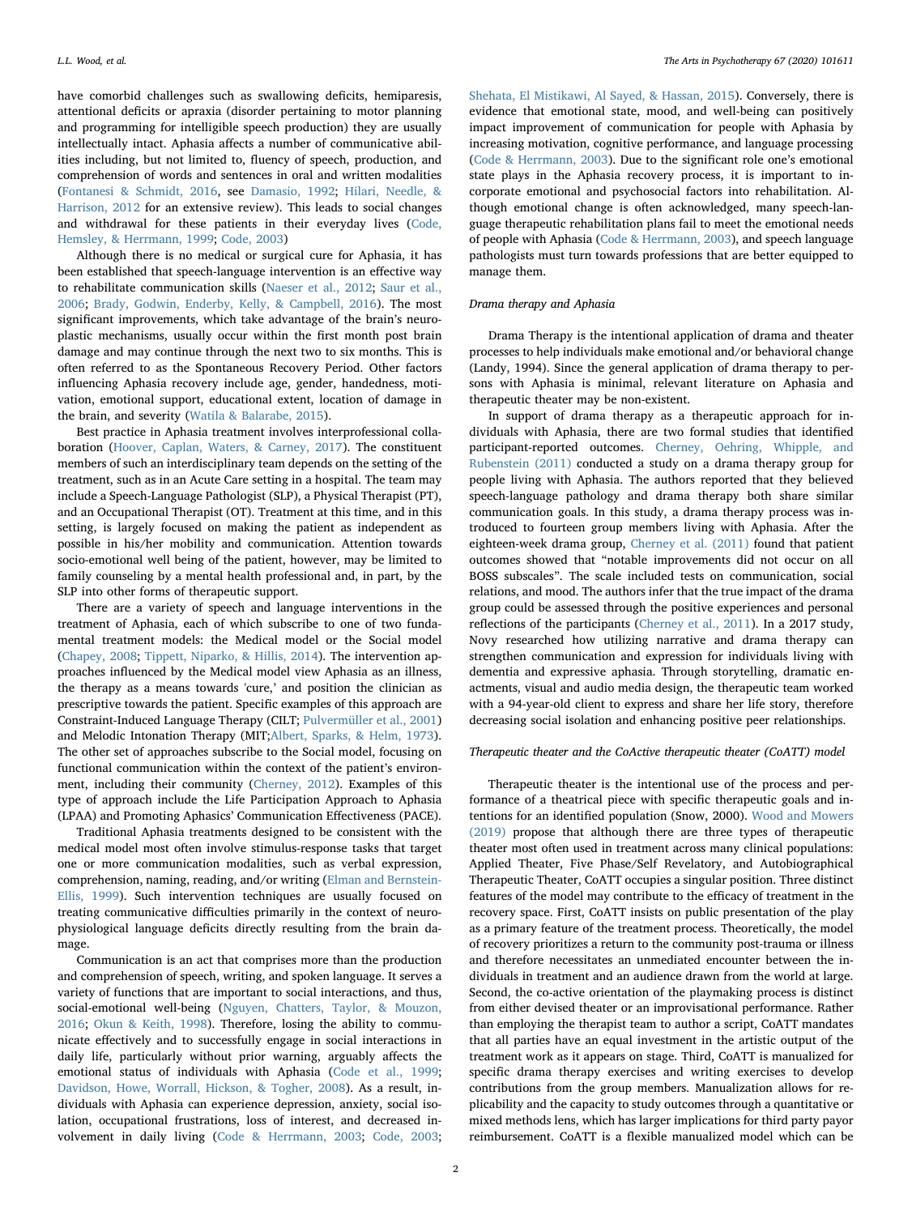have comorbid challenges such as swallowing deficits, hemiparesis, attentional deficits or apraxia (disorder pertaining to motor planning and programming for intelligible speech production) they are usually intellectually intact. Aphasia affects a number of communicative abilities including, but not limited to, fluency of speech, production, and comprehension of words and sentences in oral and written modalities (Fontanesi & Schmidt, 2016, see Damasio, 1992; Hilari, Needle, & Harrison, 2012 for an extensive review). This leads to social changes and withdrawal for these patients in their everyday lives (Code, Hemsley, & Herrmann, 1999; Code, 2003)

Although there is no medical or surgical cure for Aphasia, it has been established that speech-language intervention is an effective way to rehabilitate communication skills (Naeser et al., 2012; Saur et al., 2006; Brady, Godwin, Enderby, Kelly, & Campbell, 2016). The most significant improvements, which take advantage of the brain's neuroplastic mechanisms, usually occur within the first month post brain damage and may continue through the next two to six months. This is often referred to as the Spontaneous Recovery Period. Other factors influencing Aphasia recovery include age, gender, handedness, motivation, emotional support, educational extent, location of damage in the brain, and severity (Watila & Balarabe, 2015).

Best practice in Aphasia treatment involves interprofessional collaboration (Hoover, Caplan, Waters, & Carney, 2017). The constituent members of such an interdisciplinary team depends on the setting of the treatment, such as in an Acute Care setting in a hospital. The team may include a Speech-Language Pathologist (SLP), a Physical Therapist (PT), and an Occupational Therapist (OT). Treatment at this time, and in this setting, is largely focused on making the patient as independent as possible in his/her mobility and communication. Attention towards socio-emotional well being of the patient, however, may be limited to family counseling by a mental health professional and, in part, by the SLP into other forms of therapeutic support.

There are a variety of speech and language interventions in the treatment of Aphasia, each of which subscribe to one of two fundamental treatment models: the Medical model or the Social model (Chapey, 2008; Tippett, Niparko, & Hillis, 2014). The intervention approaches influenced by the Medical model view Aphasia as an illness, the therapy as a means towards 'cure,' and position the clinician as prescriptive towards the patient. Specific examples of this approach are Constraint-Induced Language Therapy (CILT; Pulvermüller et al., 2001) and Melodic Intonation Therapy (MIT;Albert, Sparks, & Helm, 1973). The other set of approaches subscribe to the Social model, focusing on functional communication within the context of the patient's environment, including their community (Cherney, 2012). Examples of this type of approach include the Life Participation Approach to Aphasia (LPAA) and Promoting Aphasics' Communication Effectiveness (PACE).

Traditional Aphasia treatments designed to be consistent with the medical model most often involve stimulus-response tasks that target one or more communication modalities, such as verbal expression, comprehension, naming, reading, and/or writing (Elman and Bernstein-Ellis, 1999). Such intervention techniques are usually focused on treating communicative difficulties primarily in the context of neurophysiological language deficits directly resulting from the brain damage.

Communication is an act that comprises more than the production and comprehension of speech, writing, and spoken language. It serves a variety of functions that are important to social interactions, and thus, social-emotional well-being (Nguyen, Chatters, Taylor, & Mouzon, 2016; Okun & Keith, 1998). Therefore, losing the ability to communicate effectively and to successfully engage in social interactions in daily life, particularly without prior warning, arguably affects the emotional status of individuals with Aphasia (Code et al., 1999; Davidson, Howe, Worrall, Hickson, & Togher, 2008). As a result, individuals with Aphasia can experience depression, anxiety, social isolation, occupational frustrations, loss of interest, and decreased involvement in daily living (Code & Herrmann, 2003; Code, 2003; Shehata, El Mistikawi, Al Sayed, & Hassan, 2015). Conversely, there is evidence that emotional state, mood, and well-being can positively impact improvement of communication for people with Aphasia by increasing motivation, cognitive performance, and language processing (Code & Herrmann, 2003). Due to the significant role one's emotional state plays in the Aphasia recovery process, it is important to incorporate emotional and psychosocial factors into rehabilitation. Although emotional change is often acknowledged, many speech-language therapeutic rehabilitation plans fail to meet the emotional needs of people with Aphasia (Code & Herrmann, 2003), and speech language pathologists must turn towards professions that are better equipped to manage them.

### Drama therapy and Aphasia

Drama Therapy is the intentional application of drama and theater processes to help individuals make emotional and/or behavioral change (Landy, 1994). Since the general application of drama therapy to persons with Aphasia is minimal, relevant literature on Aphasia and therapeutic theater may be non-existent.

In support of drama therapy as a therapeutic approach for individuals with Aphasia, there are two formal studies that identified participant-reported outcomes. Cherney, Oehring, Whipple, and Rubenstein (2011) conducted a study on a drama therapy group for people living with Aphasia. The authors reported that they believed speech-language pathology and drama therapy both share similar communication goals. In this study, a drama therapy process was introduced to fourteen group members living with Aphasia. After the eighteen-week drama group, Cherney et al. (2011) found that patient outcomes showed that "notable improvements did not occur on all BOSS subscales". The scale included tests on communication, social relations, and mood. The authors infer that the true impact of the drama group could be assessed through the positive experiences and personal reflections of the participants (Cherney et al., 2011). In a 2017 study, Novy researched how utilizing narrative and drama therapy can strengthen communication and expression for individuals living with dementia and expressive aphasia. Through storytelling, dramatic enactments, visual and audio media design, the therapeutic team worked with a 94-year-old client to express and share her life story, therefore decreasing social isolation and enhancing positive peer relationships.

### Therapeutic theater and the CoActive therapeutic theater (CoATT) model

Therapeutic theater is the intentional use of the process and performance of a theatrical piece with specific therapeutic goals and intentions for an identified population (Snow, 2000). Wood and Mowers (2019) propose that although there are three types of therapeutic theater most often used in treatment across many clinical populations: Applied Theater, Five Phase/Self Revelatory, and Autobiographical Therapeutic Theater, CoATT occupies a singular position. Three distinct features of the model may contribute to the efficacy of treatment in the recovery space. First, CoATT insists on public presentation of the play as a primary feature of the treatment process. Theoretically, the model of recovery prioritizes a return to the community post-trauma or illness and therefore necessitates an unmediated encounter between the individuals in treatment and an audience drawn from the world at large. Second, the co-active orientation of the playmaking process is distinct from either devised theater or an improvisational performance. Rather than employing the therapist team to author a script, CoATT mandates that all parties have an equal investment in the artistic output of the treatment work as it appears on stage. Third, CoATT is manualized for specific drama therapy exercises and writing exercises to develop contributions from the group members. Manualization allows for replicability and the capacity to study outcomes through a quantitative or mixed methods lens, which has larger implications for third party payor reimbursement. CoATT is a flexible manualized model which can be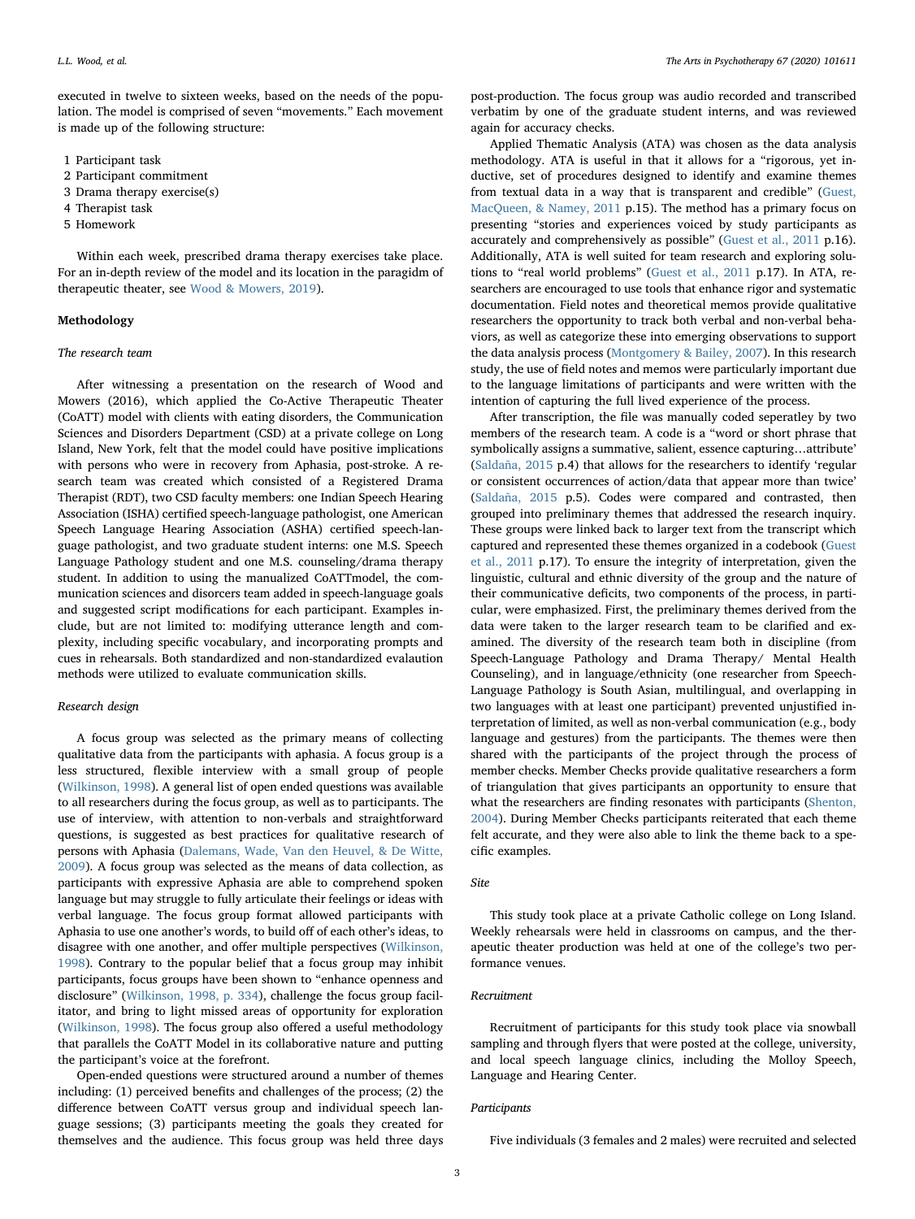executed in twelve to sixteen weeks, based on the needs of the population. The model is comprised of seven "movements." Each movement is made up of the following structure:

1 Participant task
2 Participant commitment
3 Drama therapy exercise(s)
4 Therapist task
5 Homework

Within each week, prescribed drama therapy exercises take place. For an in-depth review of the model and its location in the paragidm of therapeutic theater, see Wood & Mowers, 2019).

## Methodology

### *The research team*

After witnessing a presentation on the research of Wood and Mowers (2016), which applied the Co-Active Therapeutic Theater (CoATT) model with clients with eating disorders, the Communication Sciences and Disorders Department (CSD) at a private college on Long Island, New York, felt that the model could have positive implications with persons who were in recovery from Aphasia, post-stroke. A research team was created which consisted of a Registered Drama Therapist (RDT), two CSD faculty members: one Indian Speech Hearing Association (ISHA) certified speech-language pathologist, one American Speech Language Hearing Association (ASHA) certified speech-language pathologist, and two graduate student interns: one M.S. Speech Language Pathology student and one M.S. counseling/drama therapy student. In addition to using the manualized CoATTmodel, the communication sciences and disorcers team added in speech-language goals and suggested script modifications for each participant. Examples include, but are not limited to: modifying utterance length and complexity, including specific vocabulary, and incorporating prompts and cues in rehearsals. Both standardized and non-standardized evalaution methods were utilized to evaluate communication skills.

### *Research design*

A focus group was selected as the primary means of collecting qualitative data from the participants with aphasia. A focus group is a less structured, flexible interview with a small group of people (Wilkinson, 1998). A general list of open ended questions was available to all researchers during the focus group, as well as to participants. The use of interview, with attention to non-verbals and straightforward questions, is suggested as best practices for qualitative research of persons with Aphasia (Dalemans, Wade, Van den Heuvel, & De Witte, 2009). A focus group was selected as the means of data collection, as participants with expressive Aphasia are able to comprehend spoken language but may struggle to fully articulate their feelings or ideas with verbal language. The focus group format allowed participants with Aphasia to use one another's words, to build off of each other's ideas, to disagree with one another, and offer multiple perspectives (Wilkinson, 1998). Contrary to the popular belief that a focus group may inhibit participants, focus groups have been shown to "enhance openness and disclosure" (Wilkinson, 1998, p. 334), challenge the focus group facilitator, and bring to light missed areas of opportunity for exploration (Wilkinson, 1998). The focus group also offered a useful methodology that parallels the CoATT Model in its collaborative nature and putting the participant's voice at the forefront.

Open-ended questions were structured around a number of themes including: (1) perceived benefits and challenges of the process; (2) the difference between CoATT versus group and individual speech language sessions; (3) participants meeting the goals they created for themselves and the audience. This focus group was held three days post-production. The focus group was audio recorded and transcribed verbatim by one of the graduate student interns, and was reviewed again for accuracy checks.

Applied Thematic Analysis (ATA) was chosen as the data analysis methodology. ATA is useful in that it allows for a "rigorous, yet inductive, set of procedures designed to identify and examine themes from textual data in a way that is transparent and credible" (Guest, MacQueen, & Namey, 2011 p.15). The method has a primary focus on presenting "stories and experiences voiced by study participants as accurately and comprehensively as possible" (Guest et al., 2011 p.16). Additionally, ATA is well suited for team research and exploring solutions to "real world problems" (Guest et al., 2011 p.17). In ATA, researchers are encouraged to use tools that enhance rigor and systematic documentation. Field notes and theoretical memos provide qualitative researchers the opportunity to track both verbal and non-verbal behaviors, as well as categorize these into emerging observations to support the data analysis process (Montgomery & Bailey, 2007). In this research study, the use of field notes and memos were particularly important due to the language limitations of participants and were written with the intention of capturing the full lived experience of the process.

After transcription, the file was manually coded seperately by two members of the research team. A code is a "word or short phrase that symbolically assigns a summative, salient, essence capturing…attribute' (Saldaña, 2015 p.4) that allows for the researchers to identify 'regular or consistent occurrences of action/data that appear more than twice' (Saldaña, 2015 p.5). Codes were compared and contrasted, then grouped into preliminary themes that addressed the research inquiry. These groups were linked back to larger text from the transcript which captured and represented these themes organized in a codebook (Guest et al., 2011 p.17). To ensure the integrity of interpretation, given the linguistic, cultural and ethnic diversity of the group and the nature of their communicative deficits, two components of the process, in particular, were emphasized. First, the preliminary themes derived from the data were taken to the larger research team to be clarified and examined. The diversity of the research team both in discipline (from Speech-Language Pathology and Drama Therapy/ Mental Health Counseling), and in language/ethnicity (one researcher from Speech-Language Pathology is South Asian, multilingual, and overlapping in two languages with at least one participant) prevented unjustified interpretation of limited, as well as non-verbal communication (e.g., body language and gestures) from the participants. The themes were then shared with the participants of the project through the process of member checks. Member Checks provide qualitative researchers a form of triangulation that gives participants an opportunity to ensure that what the researchers are finding resonates with participants (Shenton, 2004). During Member Checks participants reiterated that each theme felt accurate, and they were also able to link the theme back to a specific examples.

### *Site*

This study took place at a private Catholic college on Long Island. Weekly rehearsals were held in classrooms on campus, and the therapeutic theater production was held at one of the college's two performance venues.

### *Recruitment*

Recruitment of participants for this study took place via snowball sampling and through flyers that were posted at the college, university, and local speech language clinics, including the Molloy Speech, Language and Hearing Center.

### *Participants*

Five individuals (3 females and 2 males) were recruited and selected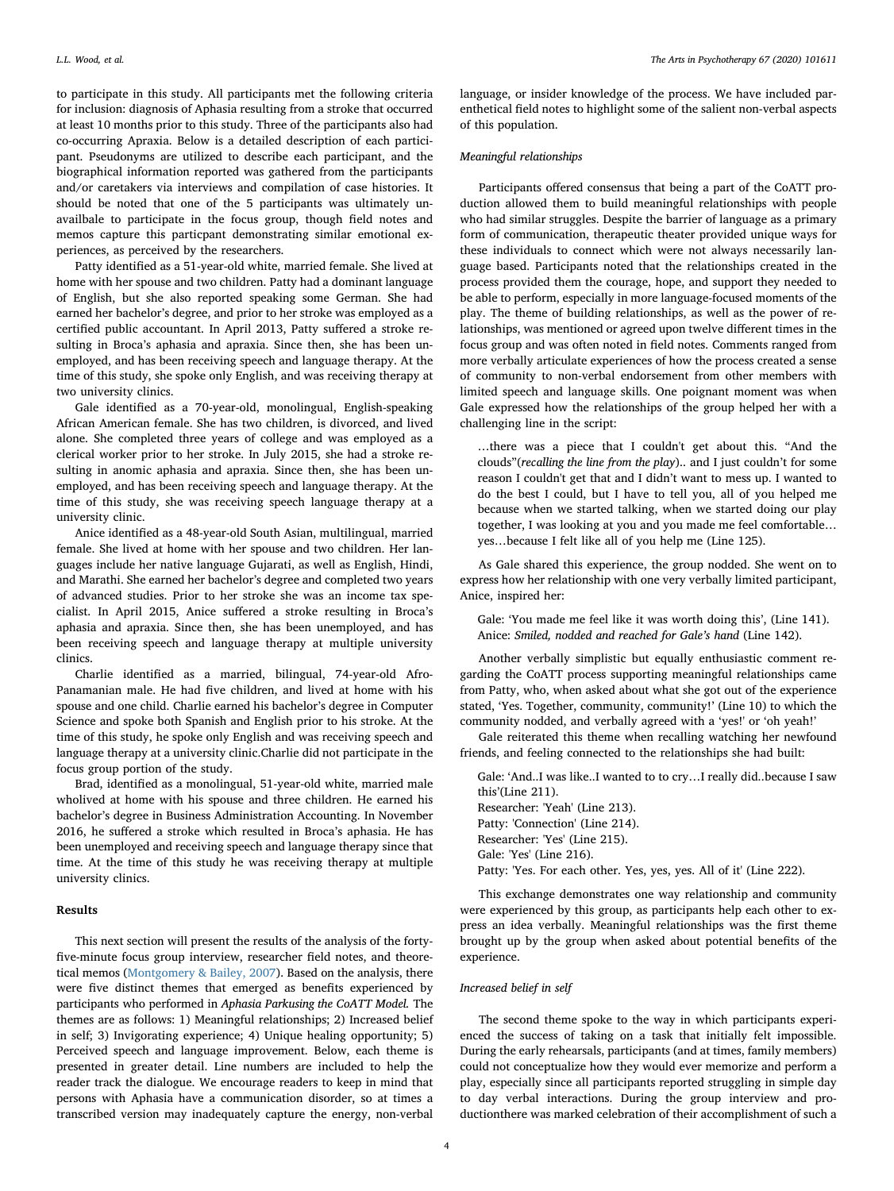to participate in this study. All participants met the following criteria for inclusion: diagnosis of Aphasia resulting from a stroke that occurred at least 10 months prior to this study. Three of the participants also had co-occurring Apraxia. Below is a detailed description of each participant. Pseudonyms are utilized to describe each participant, and the biographical information reported was gathered from the participants and/or caretakers via interviews and compilation of case histories. It should be noted that one of the 5 participants was ultimately unavailbale to participate in the focus group, though field notes and memos capture this particpant demonstrating similar emotional experiences, as perceived by the researchers.

Patty identified as a 51-year-old white, married female. She lived at home with her spouse and two children. Patty had a dominant language of English, but she also reported speaking some German. She had earned her bachelor's degree, and prior to her stroke was employed as a certified public accountant. In April 2013, Patty suffered a stroke resulting in Broca's aphasia and apraxia. Since then, she has been unemployed, and has been receiving speech and language therapy. At the time of this study, she spoke only English, and was receiving therapy at two university clinics.

Gale identified as a 70-year-old, monolingual, English-speaking African American female. She has two children, is divorced, and lived alone. She completed three years of college and was employed as a clerical worker prior to her stroke. In July 2015, she had a stroke resulting in anomic aphasia and apraxia. Since then, she has been unemployed, and has been receiving speech and language therapy. At the time of this study, she was receiving speech language therapy at a university clinic.

Anice identified as a 48-year-old South Asian, multilingual, married female. She lived at home with her spouse and two children. Her languages include her native language Gujarati, as well as English, Hindi, and Marathi. She earned her bachelor's degree and completed two years of advanced studies. Prior to her stroke she was an income tax specialist. In April 2015, Anice suffered a stroke resulting in Broca's aphasia and apraxia. Since then, she has been unemployed, and has been receiving speech and language therapy at multiple university clinics.

Charlie identified as a married, bilingual, 74-year-old Afro-Panamanian male. He had five children, and lived at home with his spouse and one child. Charlie earned his bachelor's degree in Computer Science and spoke both Spanish and English prior to his stroke. At the time of this study, he spoke only English and was receiving speech and language therapy at a university clinic.Charlie did not participate in the focus group portion of the study.

Brad, identified as a monolingual, 51-year-old white, married male wholived at home with his spouse and three children. He earned his bachelor's degree in Business Administration Accounting. In November 2016, he suffered a stroke which resulted in Broca's aphasia. He has been unemployed and receiving speech and language therapy since that time. At the time of this study he was receiving therapy at multiple university clinics.

## Results

This next section will present the results of the analysis of the forty-five-minute focus group interview, researcher field notes, and theoretical memos (Montgomery & Bailey, 2007). Based on the analysis, there were five distinct themes that emerged as benefits experienced by participants who performed in *Aphasia Parkusing the CoATT Model.* The themes are as follows: 1) Meaningful relationships; 2) Increased belief in self; 3) Invigorating experience; 4) Unique healing opportunity; 5) Perceived speech and language improvement. Below, each theme is presented in greater detail. Line numbers are included to help the reader track the dialogue. We encourage readers to keep in mind that persons with Aphasia have a communication disorder, so at times a transcribed version may inadequately capture the energy, non-verbal language, or insider knowledge of the process. We have included parenthetical field notes to highlight some of the salient non-verbal aspects of this population.

### *Meaningful relationships*

Participants offered consensus that being a part of the CoATT production allowed them to build meaningful relationships with people who had similar struggles. Despite the barrier of language as a primary form of communication, therapeutic theater provided unique ways for these individuals to connect which were not always necessarily language based. Participants noted that the relationships created in the process provided them the courage, hope, and support they needed to be able to perform, especially in more language-focused moments of the play. The theme of building relationships, as well as the power of relationships, was mentioned or agreed upon twelve different times in the focus group and was often noted in field notes. Comments ranged from more verbally articulate experiences of how the process created a sense of community to non-verbal endorsement from other members with limited speech and language skills. One poignant moment was when Gale expressed how the relationships of the group helped her with a challenging line in the script:

> …there was a piece that I couldn't get about this. "And the clouds"(*recalling the line from the play*).. and I just couldn't for some reason I couldn't get that and I didn't want to mess up. I wanted to do the best I could, but I have to tell you, all of you helped me because when we started talking, when we started doing our play together, I was looking at you and you made me feel comfortable… yes…because I felt like all of you help me (Line 125).

As Gale shared this experience, the group nodded. She went on to express how her relationship with one very verbally limited participant, Anice, inspired her:

> Gale: 'You made me feel like it was worth doing this', (Line 141).
> Anice: *Smiled, nodded and reached for Gale's hand* (Line 142).

Another verbally simplistic but equally enthusiastic comment regarding the CoATT process supporting meaningful relationships came from Patty, who, when asked about what she got out of the experience stated, 'Yes. Together, community, community!' (Line 10) to which the community nodded, and verbally agreed with a 'yes!' or 'oh yeah!'

Gale reiterated this theme when recalling watching her newfound friends, and feeling connected to the relationships she had built:

> Gale: 'And..I was like..I wanted to to cry…I really did..because I saw this'(Line 211).
> Researcher: 'Yeah' (Line 213).
> Patty: 'Connection' (Line 214).
> Researcher: 'Yes' (Line 215).
> Gale: 'Yes' (Line 216).
> Patty: 'Yes. For each other. Yes, yes, yes. All of it' (Line 222).

This exchange demonstrates one way relationship and community were experienced by this group, as participants help each other to express an idea verbally. Meaningful relationships was the first theme brought up by the group when asked about potential benefits of the experience.

### *Increased belief in self*

The second theme spoke to the way in which participants experienced the success of taking on a task that initially felt impossible. During the early rehearsals, participants (and at times, family members) could not conceptualize how they would ever memorize and perform a play, especially since all participants reported struggling in simple day to day verbal interactions. During the group interview and productionthere was marked celebration of their accomplishment of such a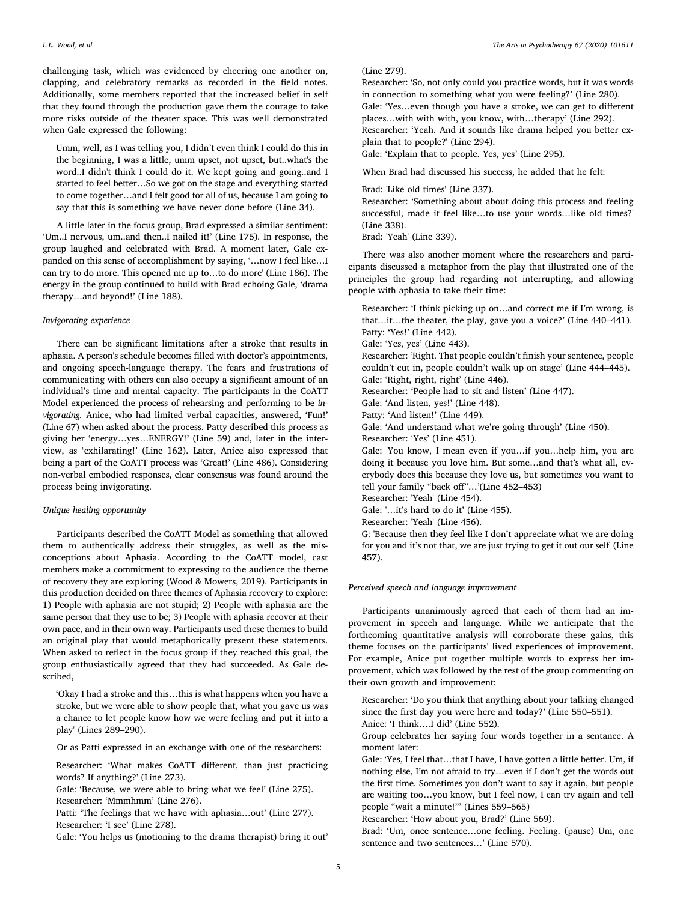challenging task, which was evidenced by cheering one another on, clapping, and celebratory remarks as recorded in the field notes. Additionally, some members reported that the increased belief in self that they found through the production gave them the courage to take more risks outside of the theater space. This was well demonstrated when Gale expressed the following:

> Umm, well, as I was telling you, I didn't even think I could do this in the beginning, I was a little, umm upset, not upset, but..what's the word..I didn't think I could do it. We kept going and going..and I started to feel better…So we got on the stage and everything started to come together…and I felt good for all of us, because I am going to say that this is something we have never done before (Line 34).

A little later in the focus group, Brad expressed a similar sentiment: 'Um..I nervous, um..and then..I nailed it!' (Line 175). In response, the group laughed and celebrated with Brad. A moment later, Gale expanded on this sense of accomplishment by saying, '…now I feel like…I can try to do more. This opened me up to…to do more' (Line 186). The energy in the group continued to build with Brad echoing Gale, 'drama therapy…and beyond!' (Line 188).

*Invigorating experience*

There can be significant limitations after a stroke that results in aphasia. A person's schedule becomes filled with doctor's appointments, and ongoing speech-language therapy. The fears and frustrations of communicating with others can also occupy a significant amount of an individual's time and mental capacity. The participants in the CoATT Model experienced the process of rehearsing and performing to be *invigorating*. Anice, who had limited verbal capacities, answered, 'Fun!' (Line 67) when asked about the process. Patty described this process as giving her 'energy…yes…ENERGY!' (Line 59) and, later in the interview, as 'exhilarating!' (Line 162). Later, Anice also expressed that being a part of the CoATT process was 'Great!' (Line 486). Considering non-verbal embodied responses, clear consensus was found around the process being invigorating.

*Unique healing opportunity*

Participants described the CoATT Model as something that allowed them to authentically address their struggles, as well as the misconceptions about Aphasia. According to the CoATT model, cast members make a commitment to expressing to the audience the theme of recovery they are exploring (Wood & Mowers, 2019). Participants in this production decided on three themes of Aphasia recovery to explore: 1) People with aphasia are not stupid; 2) People with aphasia are the same person that they use to be; 3) People with aphasia recover at their own pace, and in their own way. Participants used these themes to build an original play that would metaphorically present these statements. When asked to reflect in the focus group if they reached this goal, the group enthusiastically agreed that they had succeeded. As Gale described,

> 'Okay I had a stroke and this…this is what happens when you have a stroke, but we were able to show people that, what you gave us was a chance to let people know how we were feeling and put it into a play' (Lines 289–290).

Or as Patti expressed in an exchange with one of the researchers:

> Researcher: 'What makes CoATT different, than just practicing words? If anything?' (Line 273).
> Gale: 'Because, we were able to bring what we feel' (Line 275).
> Researcher: 'Mmmhmm' (Line 276).
> Patti: 'The feelings that we have with aphasia…out' (Line 277).
> Researcher: 'I see' (Line 278).
> Gale: 'You helps us (motioning to the drama therapist) bring it out' (Line 279).
> Researcher: 'So, not only could you practice words, but it was words in connection to something what you were feeling?' (Line 280).
> Gale: 'Yes…even though you have a stroke, we can get to different places…with with with, you know, with…therapy' (Line 292).
> Researcher: 'Yeah. And it sounds like drama helped you better explain that to people?' (Line 294).
> Gale: 'Explain that to people. Yes, yes' (Line 295).

When Brad had discussed his success, he added that he felt:

> Brad: 'Like old times' (Line 337).
> Researcher: 'Something about about doing this process and feeling successful, made it feel like…to use your words…like old times?' (Line 338).
> Brad: 'Yeah' (Line 339).

There was also another moment where the researchers and participants discussed a metaphor from the play that illustrated one of the principles the group had regarding not interrupting, and allowing people with aphasia to take their time:

> Researcher: 'I think picking up on…and correct me if I'm wrong, is that…it…the theater, the play, gave you a voice?' (Line 440–441).
> Patty: 'Yes!' (Line 442).
> Gale: 'Yes, yes' (Line 443).
> Researcher: 'Right. That people couldn't finish your sentence, people couldn't cut in, people couldn't walk up on stage' (Line 444–445).
> Gale: 'Right, right, right' (Line 446).
> Researcher: 'People had to sit and listen' (Line 447).
> Gale: 'And listen, yes!' (Line 448).
> Patty: 'And listen!' (Line 449).
> Gale: 'And understand what we're going through' (Line 450).
> Researcher: 'Yes' (Line 451).
> Gale: 'You know, I mean even if you…if you…help him, you are doing it because you love him. But some…and that's what all, everybody does this because they love us, but sometimes you want to tell your family "back off"…'(Line 452–453)
> Researcher: 'Yeah' (Line 454).
> Gale: '…it's hard to do it' (Line 455).
> Researcher: 'Yeah' (Line 456).
> G: 'Because then they feel like I don't appreciate what we are doing for you and it's not that, we are just trying to get it out our self' (Line 457).

*Perceived speech and language improvement*

Participants unanimously agreed that each of them had an improvement in speech and language. While we anticipate that the forthcoming quantitative analysis will corroborate these gains, this theme focuses on the participants' lived experiences of improvement. For example, Anice put together multiple words to express her improvement, which was followed by the rest of the group commenting on their own growth and improvement:

> Researcher: 'Do you think that anything about your talking changed since the first day you were here and today?' (Line 550–551).
> Anice: 'I think….I did' (Line 552).
> Group celebrates her saying four words together in a sentance. A moment later:
> Gale: 'Yes, I feel that…that I have, I have gotten a little better. Um, if nothing else, I'm not afraid to try…even if I don't get the words out the first time. Sometimes you don't want to say it again, but people are waiting too…you know, but I feel now, I can try again and tell people "wait a minute!"' (Lines 559–565)
> Researcher: 'How about you, Brad?' (Line 569).
> Brad: 'Um, once sentence…one feeling. Feeling. (pause) Um, one sentence and two sentences…' (Line 570).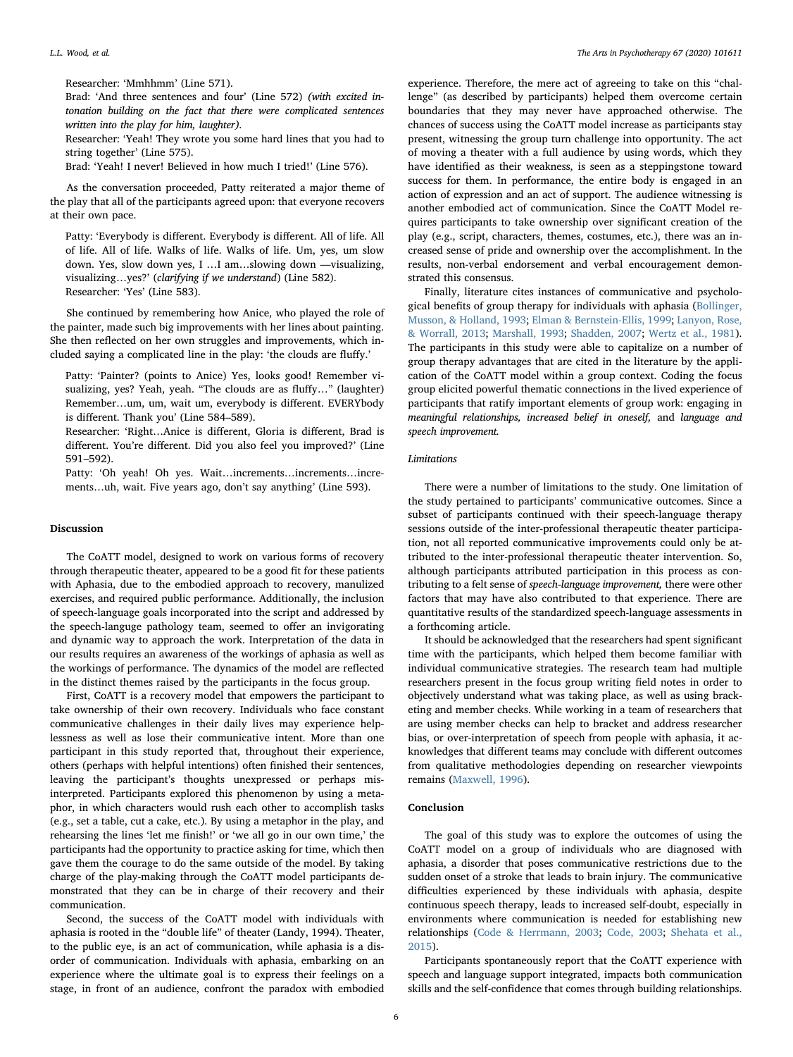Researcher: 'Mmhhmm' (Line 571).

Brad: 'And three sentences and four' (Line 572) *(with excited intonation building on the fact that there were complicated sentences written into the play for him, laughter).*

Researcher: 'Yeah! They wrote you some hard lines that you had to string together' (Line 575).

Brad: 'Yeah! I never! Believed in how much I tried!' (Line 576).

As the conversation proceeded, Patty reiterated a major theme of the play that all of the participants agreed upon: that everyone recovers at their own pace.

Patty: 'Everybody is different. Everybody is different. All of life. All of life. All of life. Walks of life. Walks of life. Um, yes, um slow down. Yes, slow down yes, I …I am…slowing down —visualizing, visualizing…yes?' (*clarifying if we understand*) (Line 582).

Researcher: 'Yes' (Line 583).

She continued by remembering how Anice, who played the role of the painter, made such big improvements with her lines about painting. She then reflected on her own struggles and improvements, which included saying a complicated line in the play: 'the clouds are fluffy.'

Patty: 'Painter? (points to Anice) Yes, looks good! Remember visualizing, yes? Yeah, yeah. "The clouds are as fluffy…" (laughter) Remember…um, um, wait um, everybody is different. EVERYbody is different. Thank you' (Line 584–589).

Researcher: 'Right…Anice is different, Gloria is different, Brad is different. You're different. Did you also feel you improved?' (Line 591–592).

Patty: 'Oh yeah! Oh yes. Wait…increments…increments…increments…uh, wait. Five years ago, don't say anything' (Line 593).

## Discussion

The CoATT model, designed to work on various forms of recovery through therapeutic theater, appeared to be a good fit for these patients with Aphasia, due to the embodied approach to recovery, manulized exercises, and required public performance. Additionally, the inclusion of speech-language goals incorporated into the script and addressed by the speech-languge pathology team, seemed to offer an invigorating and dynamic way to approach the work. Interpretation of the data in our results requires an awareness of the workings of aphasia as well as the workings of performance. The dynamics of the model are reflected in the distinct themes raised by the participants in the focus group.

First, CoATT is a recovery model that empowers the participant to take ownership of their own recovery. Individuals who face constant communicative challenges in their daily lives may experience helplessness as well as lose their communicative intent. More than one participant in this study reported that, throughout their experience, others (perhaps with helpful intentions) often finished their sentences, leaving the participant's thoughts unexpressed or perhaps misinterpreted. Participants explored this phenomenon by using a metaphor, in which characters would rush each other to accomplish tasks (e.g., set a table, cut a cake, etc.). By using a metaphor in the play, and rehearsing the lines 'let me finish!' or 'we all go in our own time,' the participants had the opportunity to practice asking for time, which then gave them the courage to do the same outside of the model. By taking charge of the play-making through the CoATT model participants demonstrated that they can be in charge of their recovery and their communication.

Second, the success of the CoATT model with individuals with aphasia is rooted in the "double life" of theater (Landy, 1994). Theater, to the public eye, is an act of communication, while aphasia is a disorder of communication. Individuals with aphasia, embarking on an experience where the ultimate goal is to express their feelings on a stage, in front of an audience, confront the paradox with embodied experience. Therefore, the mere act of agreeing to take on this "challenge" (as described by participants) helped them overcome certain boundaries that they may never have approached otherwise. The chances of success using the CoATT model increase as participants stay present, witnessing the group turn challenge into opportunity. The act of moving a theater with a full audience by using words, which they have identified as their weakness, is seen as a steppingstone toward success for them. In performance, the entire body is engaged in an action of expression and an act of support. The audience witnessing is another embodied act of communication. Since the CoATT Model requires participants to take ownership over significant creation of the play (e.g., script, characters, themes, costumes, etc.), there was an increased sense of pride and ownership over the accomplishment. In the results, non-verbal endorsement and verbal encouragement demonstrated this consensus.

Finally, literature cites instances of communicative and psychological benefits of group therapy for individuals with aphasia (Bollinger, Musson, & Holland, 1993; Elman & Bernstein-Ellis, 1999; Lanyon, Rose, & Worrall, 2013; Marshall, 1993; Shadden, 2007; Wertz et al., 1981). The participants in this study were able to capitalize on a number of group therapy advantages that are cited in the literature by the application of the CoATT model within a group context. Coding the focus group elicited powerful thematic connections in the lived experience of participants that ratify important elements of group work: engaging in *meaningful relationships, increased belief in oneself,* and *language and speech improvement.*

### Limitations

There were a number of limitations to the study. One limitation of the study pertained to participants' communicative outcomes. Since a subset of participants continued with their speech-language therapy sessions outside of the inter-professional therapeutic theater participation, not all reported communicative improvements could only be attributed to the inter-professional therapeutic theater intervention. So, although participants attributed participation in this process as contributing to a felt sense of *speech-language improvement,* there were other factors that may have also contributed to that experience. There are quantitative results of the standardized speech-language assessments in a forthcoming article.

It should be acknowledged that the researchers had spent significant time with the participants, which helped them become familiar with individual communicative strategies. The research team had multiple researchers present in the focus group writing field notes in order to objectively understand what was taking place, as well as using bracketing and member checks. While working in a team of researchers that are using member checks can help to bracket and address researcher bias, or over-interpretation of speech from people with aphasia, it acknowledges that different teams may conclude with different outcomes from qualitative methodologies depending on researcher viewpoints remains (Maxwell, 1996).

## Conclusion

The goal of this study was to explore the outcomes of using the CoATT model on a group of individuals who are diagnosed with aphasia, a disorder that poses communicative restrictions due to the sudden onset of a stroke that leads to brain injury. The communicative difficulties experienced by these individuals with aphasia, despite continuous speech therapy, leads to increased self-doubt, especially in environments where communication is needed for establishing new relationships (Code & Herrmann, 2003; Code, 2003; Shehata et al., 2015).

Participants spontaneously report that the CoATT experience with speech and language support integrated, impacts both communication skills and the self-confidence that comes through building relationships.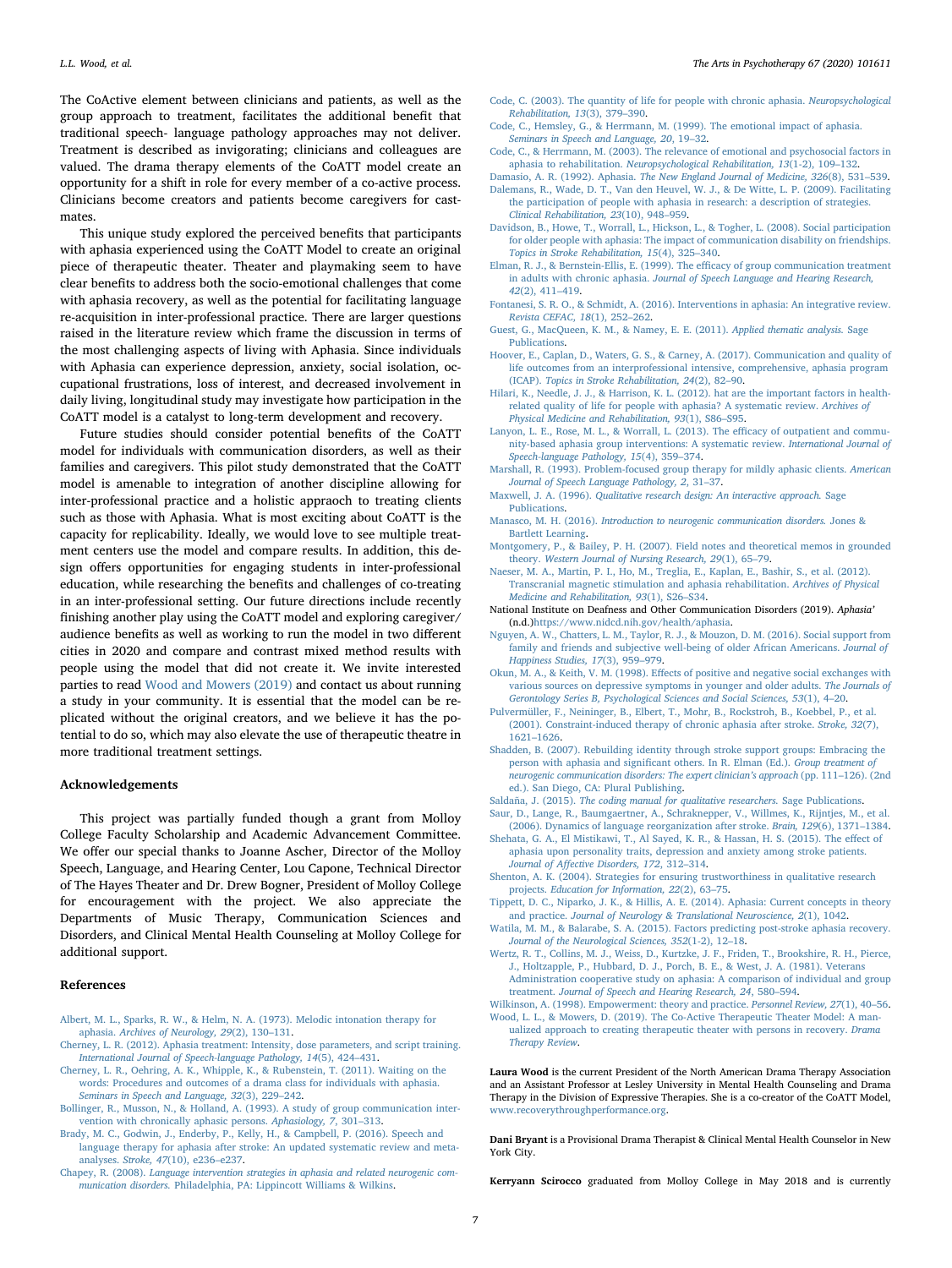The CoActive element between clinicians and patients, as well as the group approach to treatment, facilitates the additional benefit that traditional speech- language pathology approaches may not deliver. Treatment is described as invigorating; clinicians and colleagues are valued. The drama therapy elements of the CoATT model create an opportunity for a shift in role for every member of a co-active process. Clinicians become creators and patients become caregivers for castmates.

This unique study explored the perceived benefits that participants with aphasia experienced using the CoATT Model to create an original piece of therapeutic theater. Theater and playmaking seem to have clear benefits to address both the socio-emotional challenges that come with aphasia recovery, as well as the potential for facilitating language re-acquisition in inter-professional practice. There are larger questions raised in the literature review which frame the discussion in terms of the most challenging aspects of living with Aphasia. Since individuals with Aphasia can experience depression, anxiety, social isolation, occupational frustrations, loss of interest, and decreased involvement in daily living, longitudinal study may investigate how participation in the CoATT model is a catalyst to long-term development and recovery.

Future studies should consider potential benefits of the CoATT model for individuals with communication disorders, as well as their families and caregivers. This pilot study demonstrated that the CoATT model is amenable to integration of another discipline allowing for inter-professional practice and a holistic approach to treating clients such as those with Aphasia. What is most exciting about CoATT is the capacity for replicability. Ideally, we would love to see multiple treatment centers use the model and compare results. In addition, this design offers opportunities for engaging students in inter-professional education, while researching the benefits and challenges of co-treating in an inter-professional setting. Our future directions include recently finishing another play using the CoATT model and exploring caregiver/audience benefits as well as working to run the model in two different cities in 2020 and compare and contrast mixed method results with people using the model that did not create it. We invite interested parties to read Wood and Mowers (2019) and contact us about running a study in your community. It is essential that the model can be replicated without the original creators, and we believe it has the potential to do so, which may also elevate the use of therapeutic theatre in more traditional treatment settings.

## Acknowledgements

This project was partially funded though a grant from Molloy College Faculty Scholarship and Academic Advancement Committee. We offer our special thanks to Joanne Ascher, Director of the Molloy Speech, Language, and Hearing Center, Lou Capone, Technical Director of The Hayes Theater and Dr. Drew Bogner, President of Molloy College for encouragement with the project. We also appreciate the Departments of Music Therapy, Communication Sciences and Disorders, and Clinical Mental Health Counseling at Molloy College for additional support.

## References

Albert, M. L., Sparks, R. W., & Helm, N. A. (1973). Melodic intonation therapy for aphasia. *Archives of Neurology, 29*(2), 130–131.

Cherney, L. R. (2012). Aphasia treatment: Intensity, dose parameters, and script training. *International Journal of Speech-language Pathology, 14*(5), 424–431.

Cherney, L. R., Oehring, A. K., Whipple, K., & Rubenstein, T. (2011). Waiting on the words: Procedures and outcomes of a drama class for individuals with aphasia. *Seminars in Speech and Language, 32*(3), 229–242.

Bollinger, R., Musson, N., & Holland, A. (1993). A study of group communication intervention with chronically aphasic persons. *Aphasiology, 7*, 301–313.

Brady, M. C., Godwin, J., Enderby, P., Kelly, H., & Campbell, P. (2016). Speech and language therapy for aphasia after stroke: An updated systematic review and meta-analyses. *Stroke, 47*(10), e236–e237.

Chapey, R. (2008). *Language intervention strategies in aphasia and related neurogenic communication disorders.* Philadelphia, PA: Lippincott Williams & Wilkins.

Code, C. (2003). The quantity of life for people with chronic aphasia. *Neuropsychological Rehabilitation, 13*(3), 379–390.

Code, C., Hemsley, G., & Herrmann, M. (1999). The emotional impact of aphasia. *Seminars in Speech and Language, 20*, 19–32.

Code, C., & Herrmann, M. (2003). The relevance of emotional and psychosocial factors in aphasia to rehabilitation. *Neuropsychological Rehabilitation, 13*(1-2), 109–132.

Damasio, A. R. (1992). Aphasia. *The New England Journal of Medicine, 326*(8), 531–539.

Dalemans, R., Wade, D. T., Van den Heuvel, W. J., & De Witte, L. P. (2009). Facilitating the participation of people with aphasia in research: a description of strategies. *Clinical Rehabilitation, 23*(10), 948–959.

Davidson, B., Howe, T., Worrall, L., Hickson, L., & Togher, L. (2008). Social participation for older people with aphasia: The impact of communication disability on friendships. *Topics in Stroke Rehabilitation, 15*(4), 325–340.

Elman, R. J., & Bernstein-Ellis, E. (1999). The efficacy of group communication treatment in adults with chronic aphasia. *Journal of Speech Language and Hearing Research, 42*(2), 411–419.

Fontanesi, S. R. O., & Schmidt, A. (2016). Interventions in aphasia: An integrative review. *Revista CEFAC, 18*(1), 252–262.

Guest, G., MacQueen, K. M., & Namey, E. E. (2011). *Applied thematic analysis.* Sage Publications.

Hoover, E., Caplan, D., Waters, G. S., & Carney, A. (2017). Communication and quality of life outcomes from an interprofessional intensive, comprehensive, aphasia program (ICAP). *Topics in Stroke Rehabilitation, 24*(2), 82–90.

Hilari, K., Needle, J. J., & Harrison, K. L. (2012). hat are the important factors in health-related quality of life for people with aphasia? A systematic review. *Archives of Physical Medicine and Rehabilitation, 93*(1), S86–S95.

Lanyon, L. E., Rose, M. L., & Worrall, L. (2013). The efficacy of outpatient and community-based aphasia group interventions: A systematic review. *International Journal of Speech-language Pathology, 15*(4), 359–374.

Marshall, R. (1993). Problem-focused group therapy for mildly aphasic clients. *American Journal of Speech Language Pathology, 2*, 31–37.

Maxwell, J. A. (1996). *Qualitative research design: An interactive approach.* Sage Publications.

Manasco, M. H. (2016). *Introduction to neurogenic communication disorders.* Jones & Bartlett Learning.

Montgomery, P., & Bailey, P. H. (2007). Field notes and theoretical memos in grounded theory. *Western Journal of Nursing Research, 29*(1), 65–79.

Naeser, M. A., Martin, P. I., Ho, M., Treglia, E., Kaplan, E., Bashir, S., et al. (2012). Transcranial magnetic stimulation and aphasia rehabilitation. *Archives of Physical Medicine and Rehabilitation, 93*(1), S26–S34.

National Institute on Deafness and Other Communication Disorders (2019). *Aphasia'* (n.d.)https://www.nidcd.nih.gov/health/aphasia.

Nguyen, A. W., Chatters, L. M., Taylor, R. J., & Mouzon, D. M. (2016). Social support from family and friends and subjective well-being of older African Americans. *Journal of Happiness Studies, 17*(3), 959–979.

Okun, M. A., & Keith, V. M. (1998). Effects of positive and negative social exchanges with various sources on depressive symptoms in younger and older adults. *The Journals of Gerontology Series B, Psychological Sciences and Social Sciences, 53*(1), 4–20.

Pulvermüller, F., Neininger, B., Elbert, T., Mohr, B., Rockstroh, B., Koebbel, P., et al. (2001). Constraint-induced therapy of chronic aphasia after stroke. *Stroke, 32*(7), 1621–1626.

Shadden, B. (2007). Rebuilding identity through stroke support groups: Embracing the person with aphasia and significant others. In R. Elman (Ed.). *Group treatment of neurogenic communication disorders: The expert clinician's approach* (pp. 111–126). (2nd ed.). San Diego, CA: Plural Publishing.

Saldaña, J. (2015). *The coding manual for qualitative researchers.* Sage Publications.

Saur, D., Lange, R., Baumgaertner, A., Schraknepper, V., Willmes, K., Rijntjes, M., et al. (2006). Dynamics of language reorganization after stroke. *Brain, 129*(6), 1371–1384.

Shehata, G. A., El Mistikawi, T., Al Sayed, K. R., & Hassan, H. S. (2015). The effect of aphasia upon personality traits, depression and anxiety among stroke patients. *Journal of Affective Disorders, 172*, 312–314.

Shenton, A. K. (2004). Strategies for ensuring trustworthiness in qualitative research projects. *Education for Information, 22*(2), 63–75.

Tippett, D. C., Niparko, J. K., & Hillis, A. E. (2014). Aphasia: Current concepts in theory and practice. *Journal of Neurology & Translational Neuroscience, 2*(1), 1042.

Watila, M. M., & Balarabe, S. A. (2015). Factors predicting post-stroke aphasia recovery. *Journal of the Neurological Sciences, 352*(1-2), 12–18.

Wertz, R. T., Collins, M. J., Weiss, D., Kurtzke, J. F., Friden, T., Brookshire, R. H., Pierce, J., Holtzapple, P., Hubbard, D. J., Porch, B. E., & West, J. A. (1981). Veterans Administration cooperative study on aphasia: A comparison of individual and group treatment. *Journal of Speech and Hearing Research, 24*, 580–594.

Wilkinson, A. (1998). Empowerment: theory and practice. *Personnel Review, 27*(1), 40–56.

Wood, L. L., & Mowers, D. (2019). The Co-Active Therapeutic Theater Model: A manualized approach to creating therapeutic theater with persons in recovery. *Drama Therapy Review*.

**Laura Wood** is the current President of the North American Drama Therapy Association and an Assistant Professor at Lesley University in Mental Health Counseling and Drama Therapy in the Division of Expressive Therapies. She is a co-creator of the CoATT Model, www.recoverythroughperformance.org.

**Dani Bryant** is a Provisional Drama Therapist & Clinical Mental Health Counselor in New York City.

**Kerryann Scirocco** graduated from Molloy College in May 2018 and is currently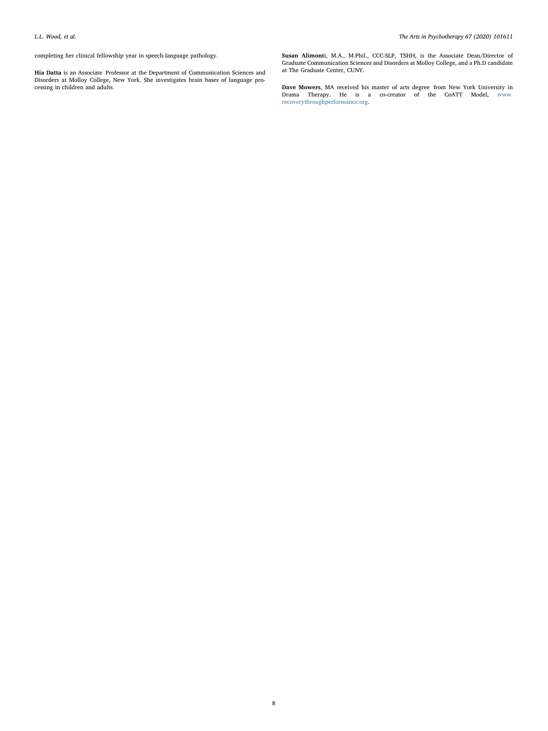completing her clinical fellowship year in speech-language pathology.

**Hia Datta** is an Associate Professor at the Department of Communication Sciences and Disorders at Molloy College, New York. She investigates brain bases of language processing in children and adults.

**Susan Alimonti**, M.A., M.Phil., CCC-SLP, TSHH, is the Associate Dean/Director of Graduate Communication Sciences and Disorders at Molloy College, and a Ph.D candidate at The Graduate Center, CUNY.

**Dave Mowers**, MA received his master of arts degree from New York University in Drama Therapy. He is a co-creator of the CoATT Model, www.recoverythroughperformance.org.